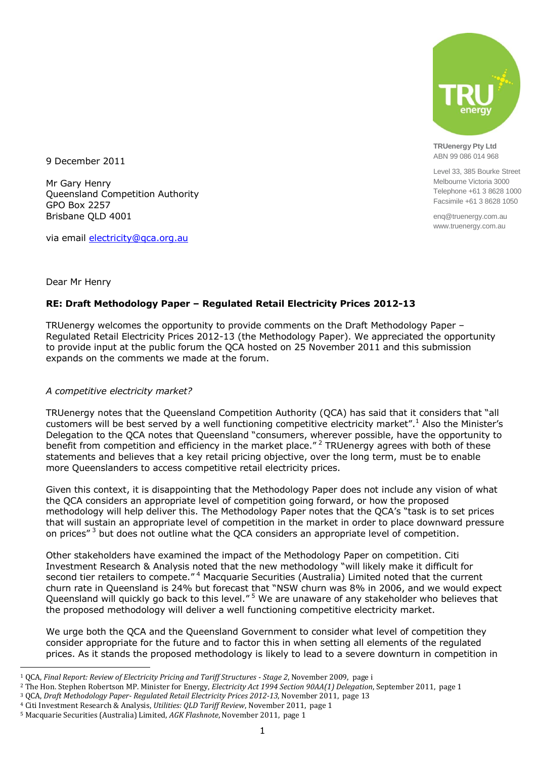**TRUenergy Pty Ltd**
ABN 99 086 014 968

Level 33, 385 Bourke Street
Melbourne Victoria 3000
Telephone +61 3 8628 1000
Facsimile +61 3 8628 1050

enq@truenergy.com.au
www.truenergy.com.au

9 December 2011

Mr Gary Henry
Queensland Competition Authority
GPO Box 2257
Brisbane QLD 4001

via email electricity@qca.org.au

Dear Mr Henry

**RE: Draft Methodology Paper – Regulated Retail Electricity Prices 2012-13**

TRUenergy welcomes the opportunity to provide comments on the Draft Methodology Paper – Regulated Retail Electricity Prices 2012-13 (the Methodology Paper). We appreciated the opportunity to provide input at the public forum the QCA hosted on 25 November 2011 and this submission expands on the comments we made at the forum.

*A competitive electricity market?*

TRUenergy notes that the Queensland Competition Authority (QCA) has said that it considers that "all customers will be best served by a well functioning competitive electricity market".[1] Also the Minister's Delegation to the QCA notes that Queensland "consumers, wherever possible, have the opportunity to benefit from competition and efficiency in the market place."[2] TRUenergy agrees with both of these statements and believes that a key retail pricing objective, over the long term, must be to enable more Queenslanders to access competitive retail electricity prices.

Given this context, it is disappointing that the Methodology Paper does not include any vision of what the QCA considers an appropriate level of competition going forward, or how the proposed methodology will help deliver this. The Methodology Paper notes that the QCA's "task is to set prices that will sustain an appropriate level of competition in the market in order to place downward pressure on prices"[3] but does not outline what the QCA considers an appropriate level of competition.

Other stakeholders have examined the impact of the Methodology Paper on competition. Citi Investment Research & Analysis noted that the new methodology "will likely make it difficult for second tier retailers to compete."[4] Macquarie Securities (Australia) Limited noted that the current churn rate in Queensland is 24% but forecast that "NSW churn was 8% in 2006, and we would expect Queensland will quickly go back to this level."[5] We are unaware of any stakeholder who believes that the proposed methodology will deliver a well functioning competitive electricity market.

We urge both the QCA and the Queensland Government to consider what level of competition they consider appropriate for the future and to factor this in when setting all elements of the regulated prices. As it stands the proposed methodology is likely to lead to a severe downturn in competition in

---

[1] QCA, *Final Report: Review of Electricity Pricing and Tariff Structures - Stage 2*, November 2009, page i

[2] The Hon. Stephen Robertson MP. Minister for Energy, *Electricity Act 1994 Section 90AA(1) Delegation*, September 2011, page 1

[3] QCA, *Draft Methodology Paper- Regulated Retail Electricity Prices 2012-13*, November 2011, page 13

[4] Citi Investment Research & Analysis, *Utilities: QLD Tariff Review*, November 2011, page 1

[5] Macquarie Securities (Australia) Limited, *AGK Flashnote*, November 2011, page 1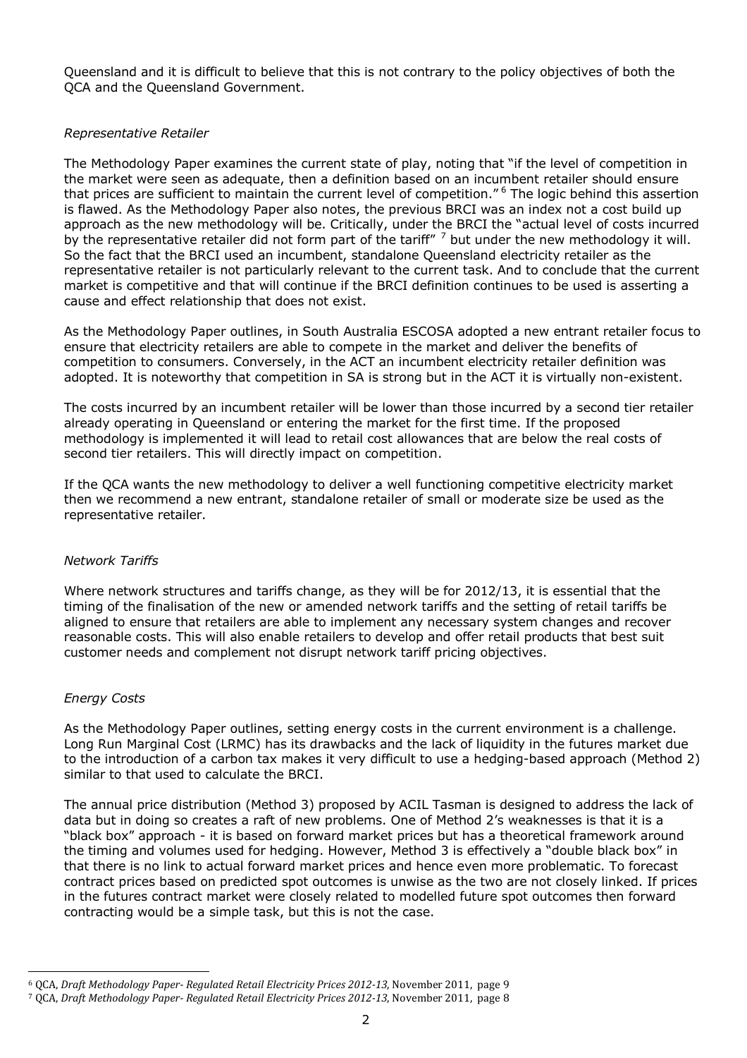Queensland and it is difficult to believe that this is not contrary to the policy objectives of both the QCA and the Queensland Government.

*Representative Retailer*

The Methodology Paper examines the current state of play, noting that "if the level of competition in the market were seen as adequate, then a definition based on an incumbent retailer should ensure that prices are sufficient to maintain the current level of competition." [6] The logic behind this assertion is flawed. As the Methodology Paper also notes, the previous BRCI was an index not a cost build up approach as the new methodology will be. Critically, under the BRCI the "actual level of costs incurred by the representative retailer did not form part of the tariff" [7] but under the new methodology it will. So the fact that the BRCI used an incumbent, standalone Queensland electricity retailer as the representative retailer is not particularly relevant to the current task. And to conclude that the current market is competitive and that will continue if the BRCI definition continues to be used is asserting a cause and effect relationship that does not exist.

As the Methodology Paper outlines, in South Australia ESCOSA adopted a new entrant retailer focus to ensure that electricity retailers are able to compete in the market and deliver the benefits of competition to consumers. Conversely, in the ACT an incumbent electricity retailer definition was adopted. It is noteworthy that competition in SA is strong but in the ACT it is virtually non-existent.

The costs incurred by an incumbent retailer will be lower than those incurred by a second tier retailer already operating in Queensland or entering the market for the first time. If the proposed methodology is implemented it will lead to retail cost allowances that are below the real costs of second tier retailers. This will directly impact on competition.

If the QCA wants the new methodology to deliver a well functioning competitive electricity market then we recommend a new entrant, standalone retailer of small or moderate size be used as the representative retailer.

*Network Tariffs*

Where network structures and tariffs change, as they will be for 2012/13, it is essential that the timing of the finalisation of the new or amended network tariffs and the setting of retail tariffs be aligned to ensure that retailers are able to implement any necessary system changes and recover reasonable costs. This will also enable retailers to develop and offer retail products that best suit customer needs and complement not disrupt network tariff pricing objectives.

*Energy Costs*

As the Methodology Paper outlines, setting energy costs in the current environment is a challenge. Long Run Marginal Cost (LRMC) has its drawbacks and the lack of liquidity in the futures market due to the introduction of a carbon tax makes it very difficult to use a hedging-based approach (Method 2) similar to that used to calculate the BRCI.

The annual price distribution (Method 3) proposed by ACIL Tasman is designed to address the lack of data but in doing so creates a raft of new problems. One of Method 2's weaknesses is that it is a "black box" approach - it is based on forward market prices but has a theoretical framework around the timing and volumes used for hedging. However, Method 3 is effectively a "double black box" in that there is no link to actual forward market prices and hence even more problematic. To forecast contract prices based on predicted spot outcomes is unwise as the two are not closely linked. If prices in the futures contract market were closely related to modelled future spot outcomes then forward contracting would be a simple task, but this is not the case.

---

[6] QCA, *Draft Methodology Paper- Regulated Retail Electricity Prices 2012-13*, November 2011, page 9

[7] QCA, *Draft Methodology Paper- Regulated Retail Electricity Prices 2012-13*, November 2011, page 8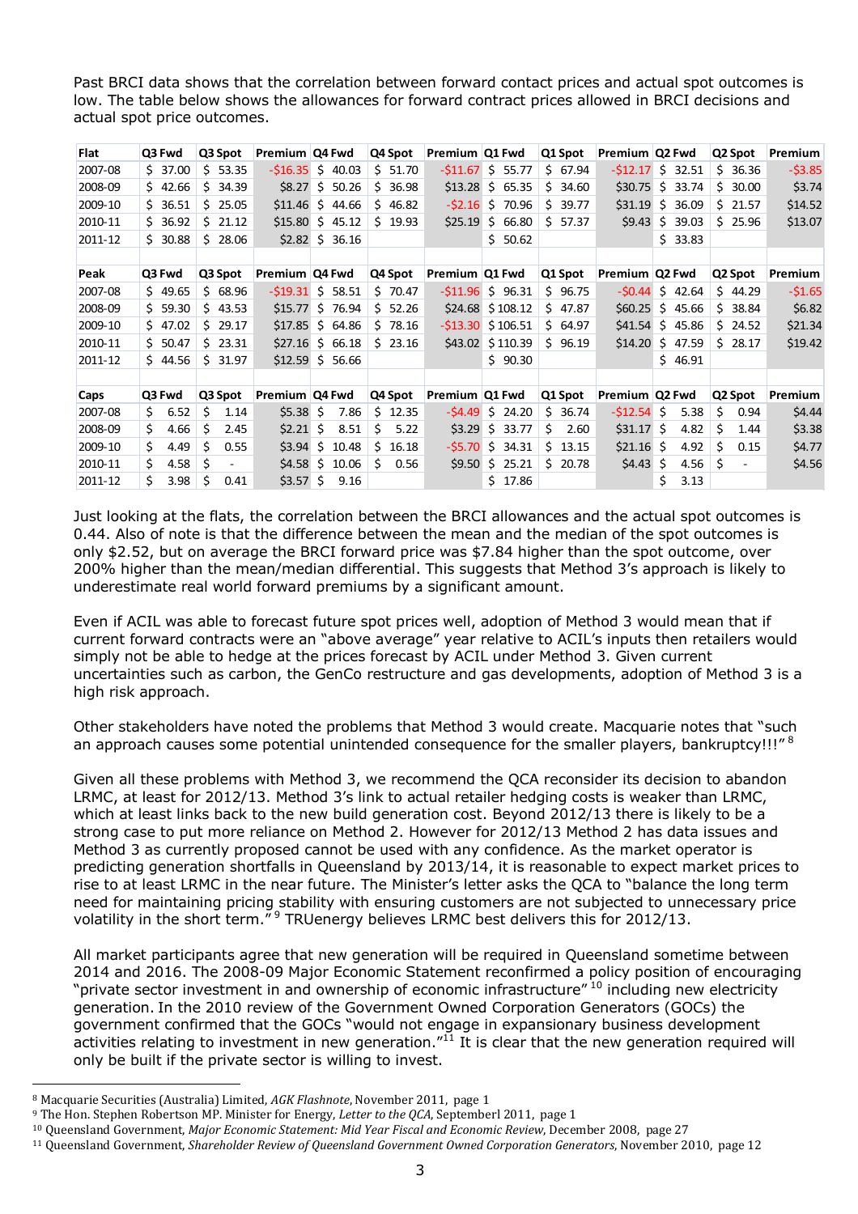Past BRCI data shows that the correlation between forward contact prices and actual spot outcomes is low. The table below shows the allowances for forward contract prices allowed in BRCI decisions and actual spot price outcomes.

| Flat | Q3 Fwd | Q3 Spot | Premium | Q4 Fwd | Q4 Spot | Premium | Q1 Fwd | Q1 Spot | Premium | Q2 Fwd | Q2 Spot | Premium |
|---|---|---|---|---|---|---|---|---|---|---|---|---|
| 2007-08 | $ 37.00 | $ 53.35 | -$16.35 | $ 40.03 | $ 51.70 | -$11.67 | $ 55.77 | $ 67.94 | -$12.17 | $ 32.51 | $ 36.36 | -$3.85 |
| 2008-09 | $ 42.66 | $ 34.39 | $8.27 | $ 50.26 | $ 36.98 | $13.28 | $ 65.35 | $ 34.60 | $30.75 | $ 33.74 | $ 30.00 | $3.74 |
| 2009-10 | $ 36.51 | $ 25.05 | $11.46 | $ 44.66 | $ 46.82 | -$2.16 | $ 70.96 | $ 39.77 | $31.19 | $ 36.09 | $ 21.57 | $14.52 |
| 2010-11 | $ 36.92 | $ 21.12 | $15.80 | $ 45.12 | $ 19.93 | $25.19 | $ 66.80 | $ 57.37 | $9.43 | $ 39.03 | $ 25.96 | $13.07 |
| 2011-12 | $ 30.88 | $ 28.06 | $2.82 | $ 36.16 | | | $ 50.62 | | | $ 33.83 | | |
| | | | | | | | | | | | | |
| **Peak** | **Q3 Fwd** | **Q3 Spot** | **Premium** | **Q4 Fwd** | **Q4 Spot** | **Premium** | **Q1 Fwd** | **Q1 Spot** | **Premium** | **Q2 Fwd** | **Q2 Spot** | **Premium** |
| 2007-08 | $ 49.65 | $ 68.96 | -$19.31 | $ 58.51 | $ 70.47 | -$11.96 | $ 96.31 | $ 96.75 | -$0.44 | $ 42.64 | $ 44.29 | -$1.65 |
| 2008-09 | $ 59.30 | $ 43.53 | $15.77 | $ 76.94 | $ 52.26 | $24.68 | $ 108.12 | $ 47.87 | $60.25 | $ 45.66 | $ 38.84 | $6.82 |
| 2009-10 | $ 47.02 | $ 29.17 | $17.85 | $ 64.86 | $ 78.16 | -$13.30 | $ 106.51 | $ 64.97 | $41.54 | $ 45.86 | $ 24.52 | $21.34 |
| 2010-11 | $ 50.47 | $ 23.31 | $27.16 | $ 66.18 | $ 23.16 | $43.02 | $ 110.39 | $ 96.19 | $14.20 | $ 47.59 | $ 28.17 | $19.42 |
| 2011-12 | $ 44.56 | $ 31.97 | $12.59 | $ 56.66 | | | $ 90.30 | | | $ 46.91 | | |
| | | | | | | | | | | | | |
| **Caps** | **Q3 Fwd** | **Q3 Spot** | **Premium** | **Q4 Fwd** | **Q4 Spot** | **Premium** | **Q1 Fwd** | **Q1 Spot** | **Premium** | **Q2 Fwd** | **Q2 Spot** | **Premium** |
| 2007-08 | $ 6.52 | $ 1.14 | $5.38 | $ 7.86 | $ 12.35 | -$4.49 | $ 24.20 | $ 36.74 | -$12.54 | $ 5.38 | $ 0.94 | $4.44 |
| 2008-09 | $ 4.66 | $ 2.45 | $2.21 | $ 8.51 | $ 5.22 | $3.29 | $ 33.77 | $ 2.60 | $31.17 | $ 4.82 | $ 1.44 | $3.38 |
| 2009-10 | $ 4.49 | $ 0.55 | $3.94 | $ 10.48 | $ 16.18 | -$5.70 | $ 34.31 | $ 13.15 | $21.16 | $ 4.92 | $ 0.15 | $4.77 |
| 2010-11 | $ 4.58 | $ - | $4.58 | $ 10.06 | $ 0.56 | $9.50 | $ 25.21 | $ 20.78 | $4.43 | $ 4.56 | $ - | $4.56 |
| 2011-12 | $ 3.98 | $ 0.41 | $3.57 | $ 9.16 | | | $ 17.86 | | | $ 3.13 | | |

Just looking at the flats, the correlation between the BRCI allowances and the actual spot outcomes is 0.44. Also of note is that the difference between the mean and the median of the spot outcomes is only $2.52, but on average the BRCI forward price was $7.84 higher than the spot outcome, over 200% higher than the mean/median differential. This suggests that Method 3's approach is likely to underestimate real world forward premiums by a significant amount.

Even if ACIL was able to forecast future spot prices well, adoption of Method 3 would mean that if current forward contracts were an "above average" year relative to ACIL's inputs then retailers would simply not be able to hedge at the prices forecast by ACIL under Method 3. Given current uncertainties such as carbon, the GenCo restructure and gas developments, adoption of Method 3 is a high risk approach.

Other stakeholders have noted the problems that Method 3 would create. Macquarie notes that "such an approach causes some potential unintended consequence for the smaller players, bankruptcy!!!" [8]

Given all these problems with Method 3, we recommend the QCA reconsider its decision to abandon LRMC, at least for 2012/13. Method 3's link to actual retailer hedging costs is weaker than LRMC, which at least links back to the new build generation cost. Beyond 2012/13 there is likely to be a strong case to put more reliance on Method 2. However for 2012/13 Method 2 has data issues and Method 3 as currently proposed cannot be used with any confidence. As the market operator is predicting generation shortfalls in Queensland by 2013/14, it is reasonable to expect market prices to rise to at least LRMC in the near future. The Minister's letter asks the QCA to "balance the long term need for maintaining pricing stability with ensuring customers are not subjected to unnecessary price volatility in the short term." [9] TRUenergy believes LRMC best delivers this for 2012/13.

All market participants agree that new generation will be required in Queensland sometime between 2014 and 2016. The 2008-09 Major Economic Statement reconfirmed a policy position of encouraging "private sector investment in and ownership of economic infrastructure" [10] including new electricity generation. In the 2010 review of the Government Owned Corporation Generators (GOCs) the government confirmed that the GOCs "would not engage in expansionary business development activities relating to investment in new generation." [11] It is clear that the new generation required will only be built if the private sector is willing to invest.

---

[8] Macquarie Securities (Australia) Limited, *AGK Flashnote*, November 2011, page 1

[9] The Hon. Stephen Robertson MP. Minister for Energy, *Letter to the QCA*, Septemberl 2011, page 1

[10] Queensland Government, *Major Economic Statement: Mid Year Fiscal and Economic Review*, December 2008, page 27

[11] Queensland Government, *Shareholder Review of Queensland Government Owned Corporation Generators*, November 2010, page 12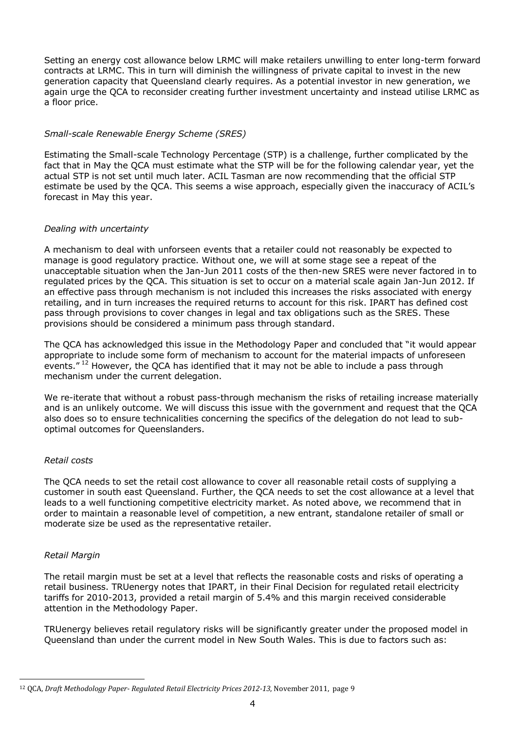Setting an energy cost allowance below LRMC will make retailers unwilling to enter long-term forward contracts at LRMC. This in turn will diminish the willingness of private capital to invest in the new generation capacity that Queensland clearly requires. As a potential investor in new generation, we again urge the QCA to reconsider creating further investment uncertainty and instead utilise LRMC as a floor price.

*Small-scale Renewable Energy Scheme (SRES)*

Estimating the Small-scale Technology Percentage (STP) is a challenge, further complicated by the fact that in May the QCA must estimate what the STP will be for the following calendar year, yet the actual STP is not set until much later. ACIL Tasman are now recommending that the official STP estimate be used by the QCA. This seems a wise approach, especially given the inaccuracy of ACIL's forecast in May this year.

*Dealing with uncertainty*

A mechanism to deal with unforseen events that a retailer could not reasonably be expected to manage is good regulatory practice. Without one, we will at some stage see a repeat of the unacceptable situation when the Jan-Jun 2011 costs of the then-new SRES were never factored in to regulated prices by the QCA. This situation is set to occur on a material scale again Jan-Jun 2012. If an effective pass through mechanism is not included this increases the risks associated with energy retailing, and in turn increases the required returns to account for this risk. IPART has defined cost pass through provisions to cover changes in legal and tax obligations such as the SRES. These provisions should be considered a minimum pass through standard.

The QCA has acknowledged this issue in the Methodology Paper and concluded that "it would appear appropriate to include some form of mechanism to account for the material impacts of unforeseen events."[12] However, the QCA has identified that it may not be able to include a pass through mechanism under the current delegation.

We re-iterate that without a robust pass-through mechanism the risks of retailing increase materially and is an unlikely outcome. We will discuss this issue with the government and request that the QCA also does so to ensure technicalities concerning the specifics of the delegation do not lead to sub-optimal outcomes for Queenslanders.

*Retail costs*

The QCA needs to set the retail cost allowance to cover all reasonable retail costs of supplying a customer in south east Queensland. Further, the QCA needs to set the cost allowance at a level that leads to a well functioning competitive electricity market. As noted above, we recommend that in order to maintain a reasonable level of competition, a new entrant, standalone retailer of small or moderate size be used as the representative retailer.

*Retail Margin*

The retail margin must be set at a level that reflects the reasonable costs and risks of operating a retail business. TRUenergy notes that IPART, in their Final Decision for regulated retail electricity tariffs for 2010-2013, provided a retail margin of 5.4% and this margin received considerable attention in the Methodology Paper.

TRUenergy believes retail regulatory risks will be significantly greater under the proposed model in Queensland than under the current model in New South Wales. This is due to factors such as:

[12] QCA, *Draft Methodology Paper- Regulated Retail Electricity Prices 2012-13*, November 2011, page 9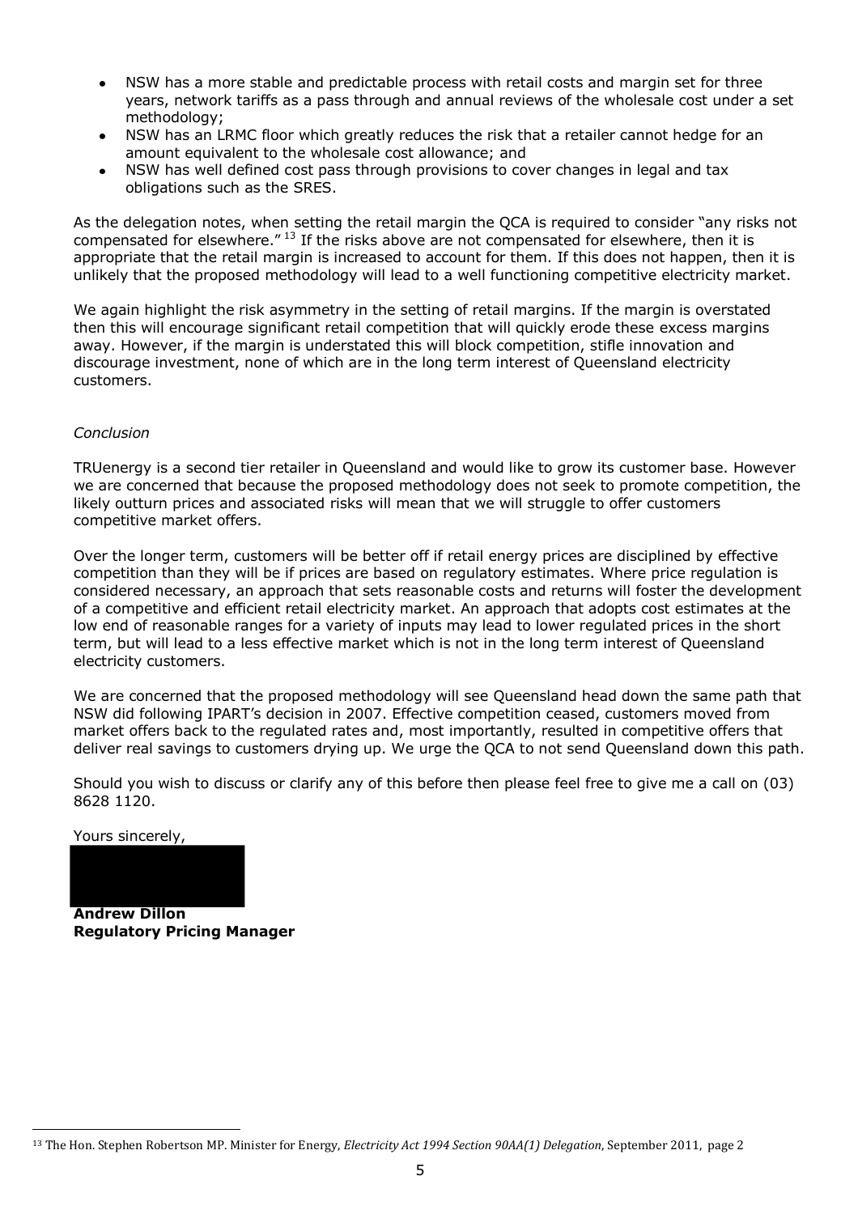- NSW has a more stable and predictable process with retail costs and margin set for three years, network tariffs as a pass through and annual reviews of the wholesale cost under a set methodology;
- NSW has an LRMC floor which greatly reduces the risk that a retailer cannot hedge for an amount equivalent to the wholesale cost allowance; and
- NSW has well defined cost pass through provisions to cover changes in legal and tax obligations such as the SRES.

As the delegation notes, when setting the retail margin the QCA is required to consider "any risks not compensated for elsewhere."[13] If the risks above are not compensated for elsewhere, then it is appropriate that the retail margin is increased to account for them. If this does not happen, then it is unlikely that the proposed methodology will lead to a well functioning competitive electricity market.

We again highlight the risk asymmetry in the setting of retail margins. If the margin is overstated then this will encourage significant retail competition that will quickly erode these excess margins away. However, if the margin is understated this will block competition, stifle innovation and discourage investment, none of which are in the long term interest of Queensland electricity customers.

*Conclusion*

TRUenergy is a second tier retailer in Queensland and would like to grow its customer base. However we are concerned that because the proposed methodology does not seek to promote competition, the likely outturn prices and associated risks will mean that we will struggle to offer customers competitive market offers.

Over the longer term, customers will be better off if retail energy prices are disciplined by effective competition than they will be if prices are based on regulatory estimates. Where price regulation is considered necessary, an approach that sets reasonable costs and returns will foster the development of a competitive and efficient retail electricity market. An approach that adopts cost estimates at the low end of reasonable ranges for a variety of inputs may lead to lower regulated prices in the short term, but will lead to a less effective market which is not in the long term interest of Queensland electricity customers.

We are concerned that the proposed methodology will see Queensland head down the same path that NSW did following IPART's decision in 2007. Effective competition ceased, customers moved from market offers back to the regulated rates and, most importantly, resulted in competitive offers that deliver real savings to customers drying up. We urge the QCA to not send Queensland down this path.

Should you wish to discuss or clarify any of this before then please feel free to give me a call on (03) 8628 1120.

Yours sincerely,

**Andrew Dillon**
**Regulatory Pricing Manager**

---

[13] The Hon. Stephen Robertson MP. Minister for Energy, *Electricity Act 1994 Section 90AA(1) Delegation*, September 2011, page 2